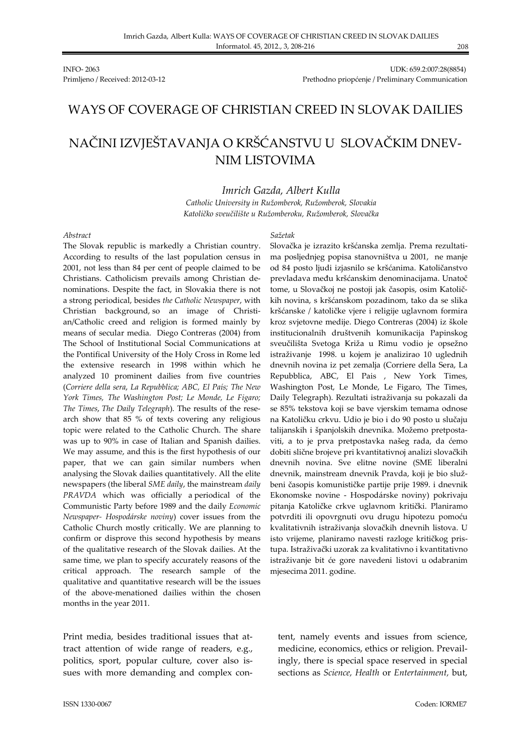INFO- 2063
Primljeno / Received: 2012-03-12

UDK: 659.2:007:28(8854)
Prethodno priopćenje / Preliminary Communication

# WAYS OF COVERAGE OF CHRISTIAN CREED IN SLOVAK DAILIES

# NAČINI IZVJEŠTAVANJA O KRŠĆANSTVU U SLOVAČKIM DNEVNIM LISTOVIMA

*Imrich Gazda, Albert Kulla*

*Catholic University in Ružomberok, Ružomberok, Slovakia*
*Katoličko sveučilište u Ružomberoku, Ružomberok, Slovačka*

*Abstract*

The Slovak republic is markedly a Christian country. According to results of the last population census in 2001, not less than 84 per cent of people claimed to be Christians. Catholicism prevails among Christian denominations. Despite the fact, in Slovakia there is not a strong periodical, besides *the Catholic Newspaper*, with Christian background, so an image of Christian/Catholic creed and religion is formed mainly by means of secular media. Diego Contreras (2004) from The School of Institutional Social Communications at the Pontifical University of the Holy Cross in Rome led the extensive research in 1998 within which he analyzed 10 prominent dailies from five countries (*Corriere della sera*, *La Repubblica; ABC, El País; The New York Times, The Washington Post; Le Monde, Le Figaro; The Times*, *The Daily Telegraph*). The results of the research show that 85 % of texts covering any religious topic were related to the Catholic Church. The share was up to 90% in case of Italian and Spanish dailies. We may assume, and this is the first hypothesis of our paper, that we can gain similar numbers when analysing the Slovak dailies quantitatively. All the elite newspapers (the liberal *SME daily*, the mainstream *daily PRAVDA* which was officially a periodical of the Communistic Party before 1989 and the daily *Economic Newspaper- Hospodárske noviny*) cover issues from the Catholic Church mostly critically. We are planning to confirm or disprove this second hypothesis by means of the qualitative research of the Slovak dailies. At the same time, we plan to specify accurately reasons of the critical approach. The research sample of the qualitative and quantitative research will be the issues of the above-menationed dailies within the chosen months in the year 2011.

*Sažetak*

Slovačka je izrazito kršćanska zemlja. Prema rezultatima posljednjeg popisa stanovništva u 2001, ne manje od 84 posto ljudi izjasnilo se kršćanima. Katoličanstvo prevladava među kršćanskim denominacijama. Unatoč tome, u Slovačkoj ne postoji jak časopis, osim Katoličkih novina, s kršćanskom pozadinom, tako da se slika kršćanske / katoličke vjere i religije uglavnom formira kroz svjetovne medije. Diego Contreras (2004) iz škole institucionalnih društvenih komunikacija Papinskog sveučilišta Svetoga Križa u Rimu vodio je opsežno istraživanje 1998. u kojem je analizirao 10 uglednih dnevnih novina iz pet zemalja (Corriere della Sera, La Repubblica, ABC, El Pais , New York Times, Washington Post, Le Monde, Le Figaro, The Times, Daily Telegraph). Rezultati istraživanja su pokazali da se 85% tekstova koji se bave vjerskim temama odnose na Katoličku crkvu. Udio je bio i do 90 posto u slučaju talijanskih i španjolskih dnevnika. Možemo pretpostaviti, a to je prva pretpostavka našeg rada, da ćemo dobiti slične brojeve pri kvantitativnoj analizi slovačkih dnevnih novina. Sve elitne novine (SME liberalni dnevnik, mainstream dnevnik Pravda, koji je bio službeni časopis komunističke partije prije 1989. i dnevnik Ekonomske novine - Hospodárske noviny) pokrivaju pitanja Katoličke crkve uglavnom kritički. Planiramo potvrditi ili opovrgnuti ovu drugu hipotezu pomoću kvalitativnih istraživanja slovačkih dnevnih listova. U isto vrijeme, planiramo navesti razloge kritičkog pristupa. Istraživački uzorak za kvalitativno i kvantitativno istraživanje bit će gore navedeni listovi u odabranim mjesecima 2011. godine.

Print media, besides traditional issues that attract attention of wide range of readers, e.g., politics, sport, popular culture, cover also issues with more demanding and complex content, namely events and issues from science, medicine, economics, ethics or religion. Prevailingly, there is special space reserved in special sections as *Science, Health* or *Entertainment,* but,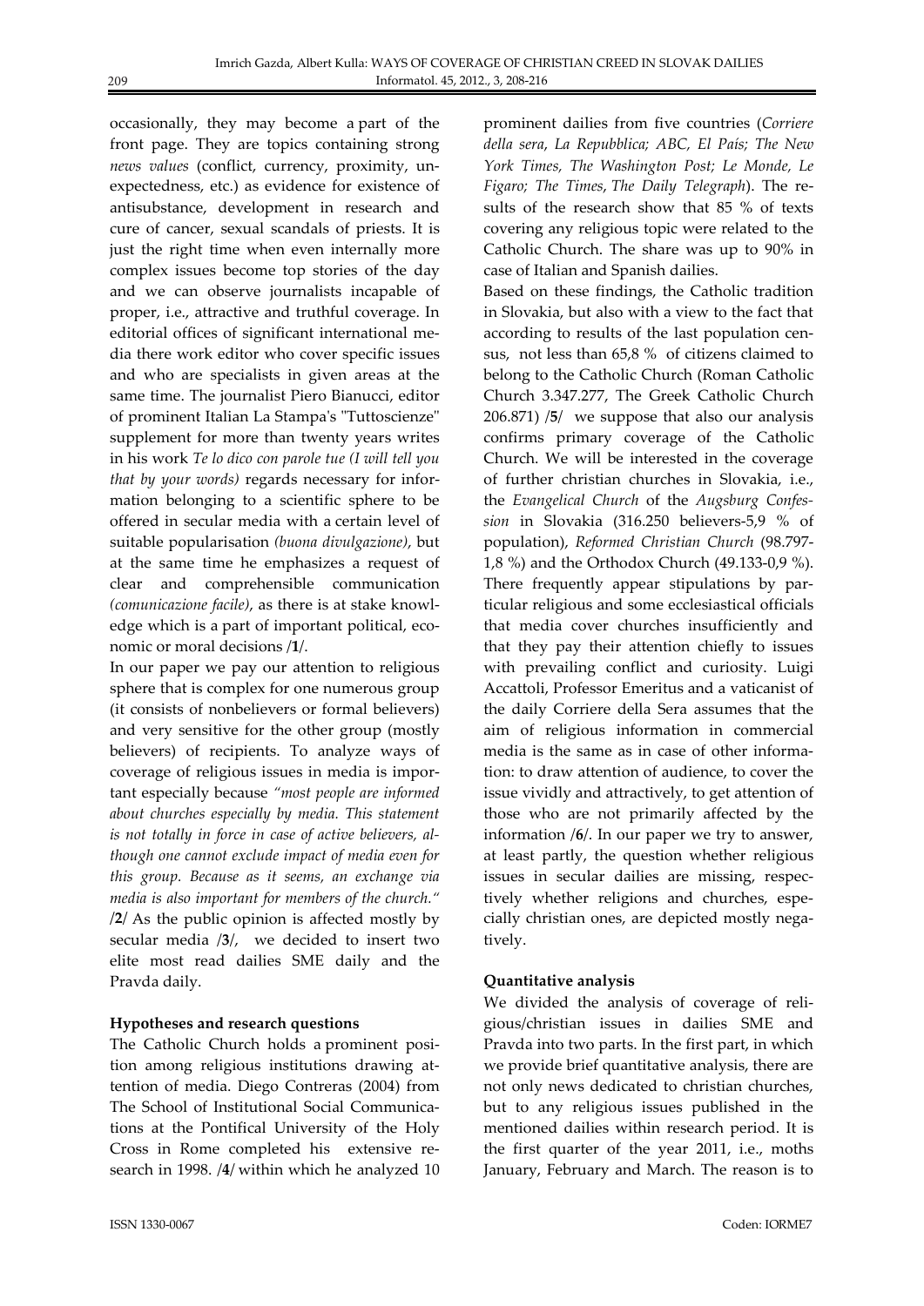occasionally, they may become a part of the front page. They are topics containing strong *news values* (conflict, currency, proximity, unexpectedness, etc.) as evidence for existence of antisubstance, development in research and cure of cancer, sexual scandals of priests. It is just the right time when even internally more complex issues become top stories of the day and we can observe journalists incapable of proper, i.e., attractive and truthful coverage. In editorial offices of significant international media there work editor who cover specific issues and who are specialists in given areas at the same time. The journalist Piero Bianucci, editor of prominent Italian La Stampa's "Tuttoscienze" supplement for more than twenty years writes in his work *Te lo dico con parole tue (I will tell you that by your words)* regards necessary for information belonging to a scientific sphere to be offered in secular media with a certain level of suitable popularisation *(buona divulgazione)*, but at the same time he emphasizes a request of clear and comprehensible communication *(comunicazione facile)*, as there is at stake knowledge which is a part of important political, economic or moral decisions /**1**/.

In our paper we pay our attention to religious sphere that is complex for one numerous group (it consists of nonbelievers or formal believers) and very sensitive for the other group (mostly believers) of recipients. To analyze ways of coverage of religious issues in media is important especially because *"most people are informed about churches especially by media. This statement is not totally in force in case of active believers, although one cannot exclude impact of media even for this group. Because as it seems, an exchange via media is also important for members of the church."* /**2**/ As the public opinion is affected mostly by secular media /**3**/, we decided to insert two elite most read dailies SME daily and the Pravda daily.

**Hypotheses and research questions**

The Catholic Church holds a prominent position among religious institutions drawing attention of media. Diego Contreras (2004) from The School of Institutional Social Communications at the Pontifical University of the Holy Cross in Rome completed his extensive research in 1998. /**4**/ within which he analyzed 10 prominent dailies from five countries (*Corriere della sera*, *La Repubblica; ABC, El País; The New York Times, The Washington Post; Le Monde, Le Figaro; The Times*, *The Daily Telegraph*). The results of the research show that 85 % of texts covering any religious topic were related to the Catholic Church. The share was up to 90% in case of Italian and Spanish dailies.

Based on these findings, the Catholic tradition in Slovakia, but also with a view to the fact that according to results of the last population census, not less than 65,8 % of citizens claimed to belong to the Catholic Church (Roman Catholic Church 3.347.277, The Greek Catholic Church 206.871) /**5**/ we suppose that also our analysis confirms primary coverage of the Catholic Church. We will be interested in the coverage of further christian churches in Slovakia, i.e., the *Evangelical Church* of the *Augsburg Confession* in Slovakia (316.250 believers-5,9 % of population), *Reformed Christian Church* (98.797-1,8 %) and the Orthodox Church (49.133-0,9 %). There frequently appear stipulations by particular religious and some ecclesiastical officials that media cover churches insufficiently and that they pay their attention chiefly to issues with prevailing conflict and curiosity. Luigi Accattoli, Professor Emeritus and a vaticanist of the daily Corriere della Sera assumes that the aim of religious information in commercial media is the same as in case of other information: to draw attention of audience, to cover the issue vividly and attractively, to get attention of those who are not primarily affected by the information /**6**/. In our paper we try to answer, at least partly, the question whether religious issues in secular dailies are missing, respectively whether religions and churches, especially christian ones, are depicted mostly negatively.

**Quantitative analysis**

We divided the analysis of coverage of religious/christian issues in dailies SME and Pravda into two parts. In the first part, in which we provide brief quantitative analysis, there are not only news dedicated to christian churches, but to any religious issues published in the mentioned dailies within research period. It is the first quarter of the year 2011, i.e., moths January, February and March. The reason is to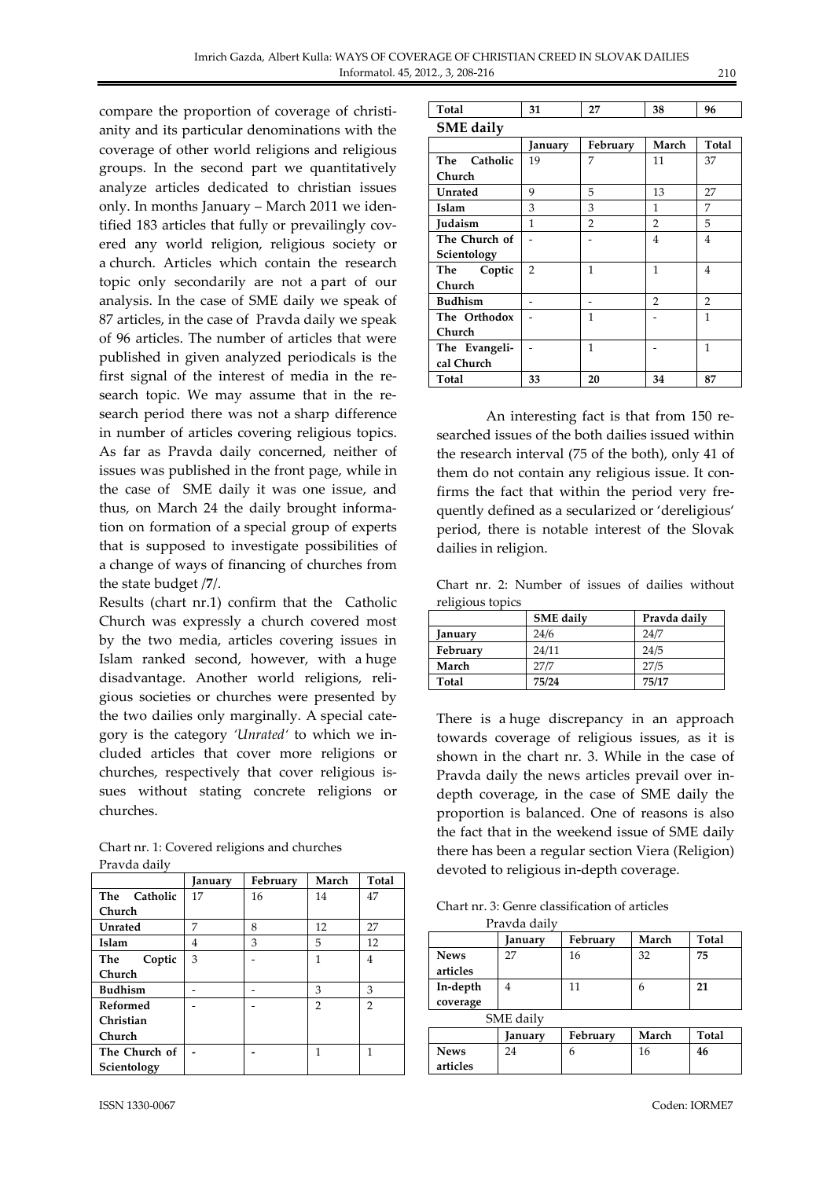compare the proportion of coverage of christianity and its particular denominations with the coverage of other world religions and religious groups. In the second part we quantitatively analyze articles dedicated to christian issues only. In months January – March 2011 we identified 183 articles that fully or prevailingly covered any world religion, religious society or a church. Articles which contain the research topic only secondarily are not a part of our analysis. In the case of SME daily we speak of 87 articles, in the case of Pravda daily we speak of 96 articles. The number of articles that were published in given analyzed periodicals is the first signal of the interest of media in the research topic. We may assume that in the research period there was not a sharp difference in number of articles covering religious topics. As far as Pravda daily concerned, neither of issues was published in the front page, while in the case of SME daily it was one issue, and thus, on March 24 the daily brought information on formation of a special group of experts that is supposed to investigate possibilities of a change of ways of financing of churches from the state budget /**7**/.

Results (chart nr.1) confirm that the Catholic Church was expressly a church covered most by the two media, articles covering issues in Islam ranked second, however, with a huge disadvantage. Another world religions, religious societies or churches were presented by the two dailies only marginally. A special category is the category *'Unrated'* to which we included articles that cover more religions or churches, respectively that cover religious issues without stating concrete religions or churches.

Chart nr. 1: Covered religions and churches

Pravda daily

| | January | February | March | Total |
|---|---|---|---|---|
| **The Catholic Church** | 17 | 16 | 14 | 47 |
| **Unrated** | 7 | 8 | 12 | 27 |
| **Islam** | 4 | 3 | 5 | 12 |
| **The Coptic Church** | 3 | - | 1 | 4 |
| **Budhism** | - | - | 3 | 3 |
| **Reformed Christian Church** | - | - | 2 | 2 |
| **The Church of Scientology** | - | - | 1 | 1 |
| **Total** | **31** | **27** | **38** | **96** |

**SME daily**

| | January | February | March | Total |
|---|---|---|---|---|
| **The Catholic Church** | 19 | 7 | 11 | 37 |
| **Unrated** | 9 | 5 | 13 | 27 |
| **Islam** | 3 | 3 | 1 | 7 |
| **Judaism** | 1 | 2 | 2 | 5 |
| **The Church of Scientology** | - | - | 4 | 4 |
| **The Coptic Church** | 2 | 1 | 1 | 4 |
| **Budhism** | - | - | 2 | 2 |
| **The Orthodox Church** | - | 1 | - | 1 |
| **The Evangelical Church** | - | 1 | - | 1 |
| **Total** | **33** | **20** | **34** | **87** |

An interesting fact is that from 150 researched issues of the both dailies issued within the research interval (75 of the both), only 41 of them do not contain any religious issue. It confirms the fact that within the period very frequently defined as a secularized or 'dereligious' period, there is notable interest of the Slovak dailies in religion.

Chart nr. 2: Number of issues of dailies without religious topics

| | SME daily | Pravda daily |
|---|---|---|
| **January** | 24/6 | 24/7 |
| **February** | 24/11 | 24/5 |
| **March** | 27/7 | 27/5 |
| **Total** | **75/24** | **75/17** |

There is a huge discrepancy in an approach towards coverage of religious issues, as it is shown in the chart nr. 3. While in the case of Pravda daily the news articles prevail over in-depth coverage, in the case of SME daily the proportion is balanced. One of reasons is also the fact that in the weekend issue of SME daily there has been a regular section Viera (Religion) devoted to religious in-depth coverage.

Chart nr. 3: Genre classification of articles

Pravda daily

| | January | February | March | Total |
|---|---|---|---|---|
| **News articles** | 27 | 16 | 32 | **75** |
| **In-depth coverage** | 4 | 11 | 6 | **21** |

SME daily

| | January | February | March | Total |
|---|---|---|---|---|
| **News articles** | 24 | 6 | 16 | **46** |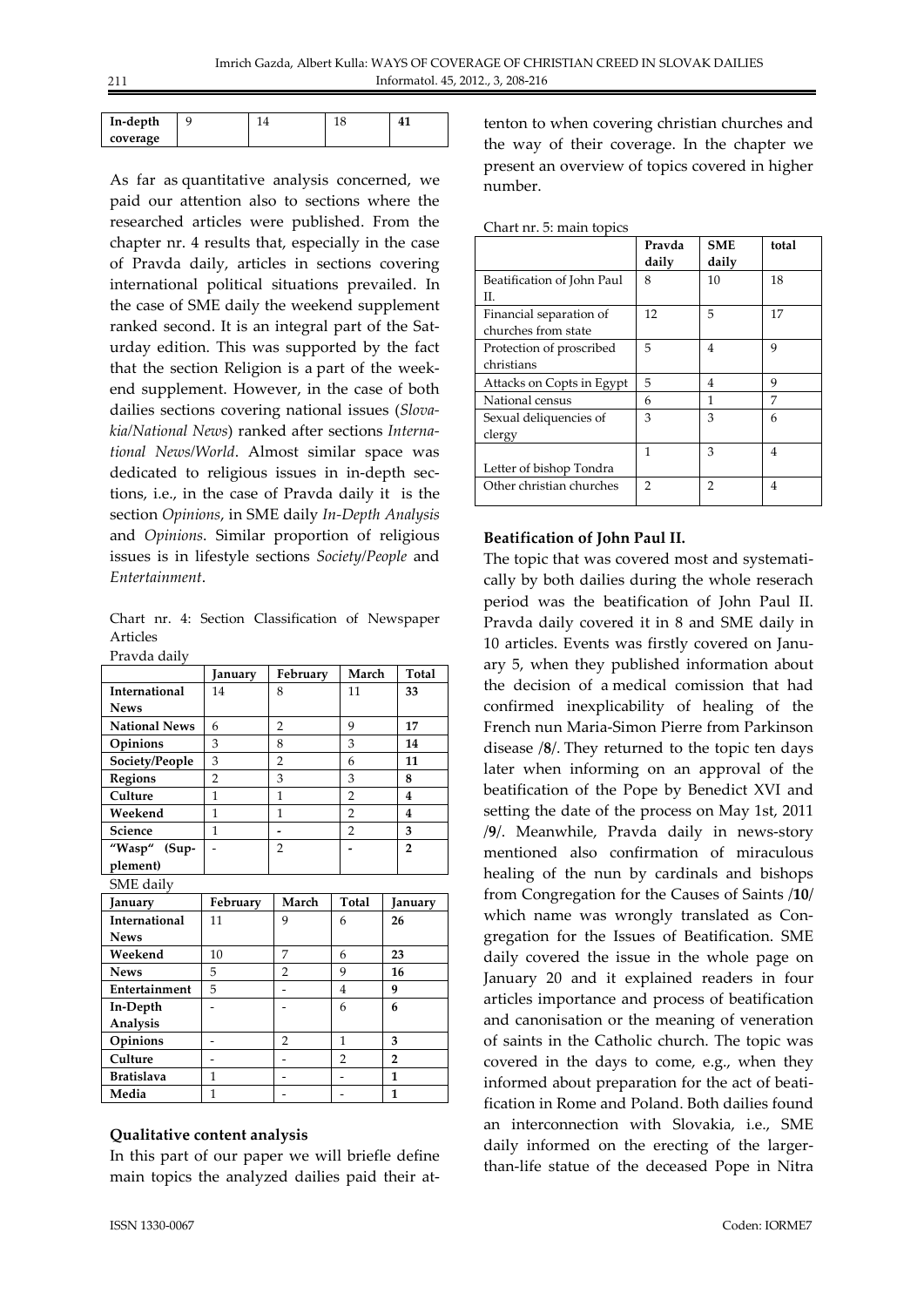| In-depth coverage | 9 | 14 | 18 | **41** |
|---|---|---|---|---|

As far as quantitative analysis concerned, we paid our attention also to sections where the researched articles were published. From the chapter nr. 4 results that, especially in the case of Pravda daily, articles in sections covering international political situations prevailed. In the case of SME daily the weekend supplement ranked second. It is an integral part of the Saturday edition. This was supported by the fact that the section Religion is a part of the weekend supplement. However, in the case of both dailies sections covering national issues (*Slovakia/National News*) ranked after sections *International News/World*. Almost similar space was dedicated to religious issues in in-depth sections, i.e., in the case of Pravda daily it is the section *Opinions*, in SME daily *In-Depth Analysis* and *Opinions*. Similar proportion of religious issues is in lifestyle sections *Society/People* and *Entertainment*.

Chart nr. 4: Section Classification of Newspaper Articles

Pravda daily

| | January | February | March | Total |
|---|---|---|---|---|
| **International News** | 14 | 8 | 11 | **33** |
| **National News** | 6 | 2 | 9 | **17** |
| **Opinions** | 3 | 8 | 3 | **14** |
| **Society/People** | 3 | 2 | 6 | **11** |
| **Regions** | 2 | 3 | 3 | **8** |
| **Culture** | 1 | 1 | 2 | **4** |
| **Weekend** | 1 | 1 | 2 | **4** |
| **Science** | 1 | - | 2 | **3** |
| **"Wasp" (Supplement)** | - | 2 | - | **2** |

SME daily

| January | February | March | Total | January |
|---|---|---|---|---|
| **International News** | 11 | 9 | 6 | **26** |
| **Weekend** | 10 | 7 | 6 | **23** |
| **News** | 5 | 2 | 9 | **16** |
| **Entertainment** | 5 | - | 4 | **9** |
| **In-Depth Analysis** | - | - | 6 | **6** |
| **Opinions** | - | 2 | 1 | **3** |
| **Culture** | - | - | 2 | **2** |
| **Bratislava** | 1 | - | - | **1** |
| **Media** | 1 | - | - | **1** |

### Qualitative content analysis

In this part of our paper we will briefle define main topics the analyzed dailies paid their attenton to when covering christian churches and the way of their coverage. In the chapter we present an overview of topics covered in higher number.

Chart nr. 5: main topics

| | Pravda daily | SME daily | total |
|---|---|---|---|
| Beatification of John Paul II. | 8 | 10 | 18 |
| Financial separation of churches from state | 12 | 5 | 17 |
| Protection of proscribed christians | 5 | 4 | 9 |
| Attacks on Copts in Egypt | 5 | 4 | 9 |
| National census | 6 | 1 | 7 |
| Sexual deliquencies of clergy | 3 | 3 | 6 |
| Letter of bishop Tondra | 1 | 3 | 4 |
| Other christian churches | 2 | 2 | 4 |

### Beatification of John Paul II.

The topic that was covered most and systematically by both dailies during the whole reserach period was the beatification of John Paul II. Pravda daily covered it in 8 and SME daily in 10 articles. Events was firstly covered on January 5, when they published information about the decision of a medical comission that had confirmed inexplicability of healing of the French nun Maria-Simon Pierre from Parkinson disease /**8**/. They returned to the topic ten days later when informing on an approval of the beatification of the Pope by Benedict XVI and setting the date of the process on May 1st, 2011 /**9**/. Meanwhile, Pravda daily in news-story mentioned also confirmation of miraculous healing of the nun by cardinals and bishops from Congregation for the Causes of Saints /**10**/ which name was wrongly translated as Congregation for the Issues of Beatification. SME daily covered the issue in the whole page on January 20 and it explained readers in four articles importance and process of beatification and canonisation or the meaning of veneration of saints in the Catholic church. The topic was covered in the days to come, e.g., when they informed about preparation for the act of beatification in Rome and Poland. Both dailies found an interconnection with Slovakia, i.e., SME daily informed on the erecting of the larger-than-life statue of the deceased Pope in Nitra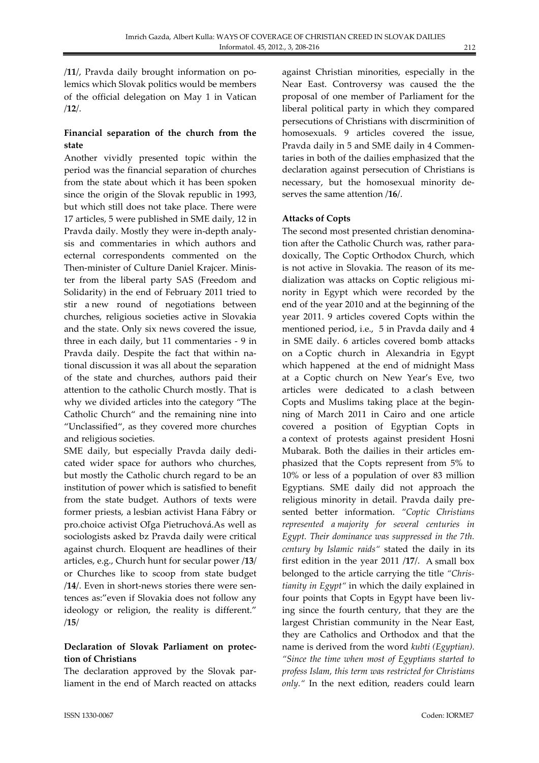/**11**/, Pravda daily brought information on polemics which Slovak politics would be members of the official delegation on May 1 in Vatican /**12**/.

**Financial separation of the church from the state**

Another vividly presented topic within the period was the financial separation of churches from the state about which it has been spoken since the origin of the Slovak republic in 1993, but which still does not take place. There were 17 articles, 5 were published in SME daily, 12 in Pravda daily. Mostly they were in-depth analysis and commentaries in which authors and ecternal correspondents commented on the Then-minister of Culture Daniel Krajcer. Minister from the liberal party SAS (Freedom and Solidarity) in the end of February 2011 tried to stir a new round of negotiations between churches, religious societies active in Slovakia and the state. Only six news covered the issue, three in each daily, but 11 commentaries - 9 in Pravda daily. Despite the fact that within national discussion it was all about the separation of the state and churches, authors paid their attention to the catholic Church mostly. That is why we divided articles into the category "The Catholic Church" and the remaining nine into "Unclassified", as they covered more churches and religious societies.

SME daily, but especially Pravda daily dedicated wider space for authors who churches, but mostly the Catholic church regard to be an institution of power which is satisfied to benefit from the state budget. Authors of texts were former priests, a lesbian activist Hana Fábry or pro.choice activist Oľga Pietruchová.As well as sociologists asked bz Pravda daily were critical against church. Eloquent are headlines of their articles, e.g., Church hunt for secular power /**13**/ or Churches like to scoop from state budget /**14**/. Even in short-news stories there were sentences as:"even if Slovakia does not follow any ideology or religion, the reality is different." /**15**/

**Declaration of Slovak Parliament on protection of Christians**

The declaration approved by the Slovak parliament in the end of March reacted on attacks against Christian minorities, especially in the Near East. Controversy was caused the the proposal of one member of Parliament for the liberal political party in which they compared persecutions of Christians with discrminition of homosexuals. 9 articles covered the issue, Pravda daily in 5 and SME daily in 4 Commentaries in both of the dailies emphasized that the declaration against persecution of Christians is necessary, but the homosexual minority deserves the same attention /**16**/.

**Attacks of Copts**

The second most presented christian denomination after the Catholic Church was, rather paradoxically, The Coptic Orthodox Church, which is not active in Slovakia. The reason of its medialization was attacks on Coptic religious minority in Egypt which were recorded by the end of the year 2010 and at the beginning of the year 2011. 9 articles covered Copts within the mentioned period, i.e., 5 in Pravda daily and 4 in SME daily. 6 articles covered bomb attacks on a Coptic church in Alexandria in Egypt which happened at the end of midnight Mass at a Coptic church on New Year's Eve, two articles were dedicated to a clash between Copts and Muslims taking place at the beginning of March 2011 in Cairo and one article covered a position of Egyptian Copts in a context of protests against president Hosni Mubarak. Both the dailies in their articles emphasized that the Copts represent from 5% to 10% or less of a population of over 83 million Egyptians. SME daily did not approach the religious minority in detail. Pravda daily presented better information. *"Coptic Christians represented a majority for several centuries in Egypt. Their dominance was suppressed in the 7th. century by Islamic raids"* stated the daily in its first edition in the year 2011 /**17**/. A small box belonged to the article carrying the title *"Christianity in Egypt"* in which the daily explained in four points that Copts in Egypt have been living since the fourth century, that they are the largest Christian community in the Near East, they are Catholics and Orthodox and that the name is derived from the word *kubti (Egyptian). "Since the time when most of Egyptians started to profess Islam, this term was restricted for Christians only."* In the next edition, readers could learn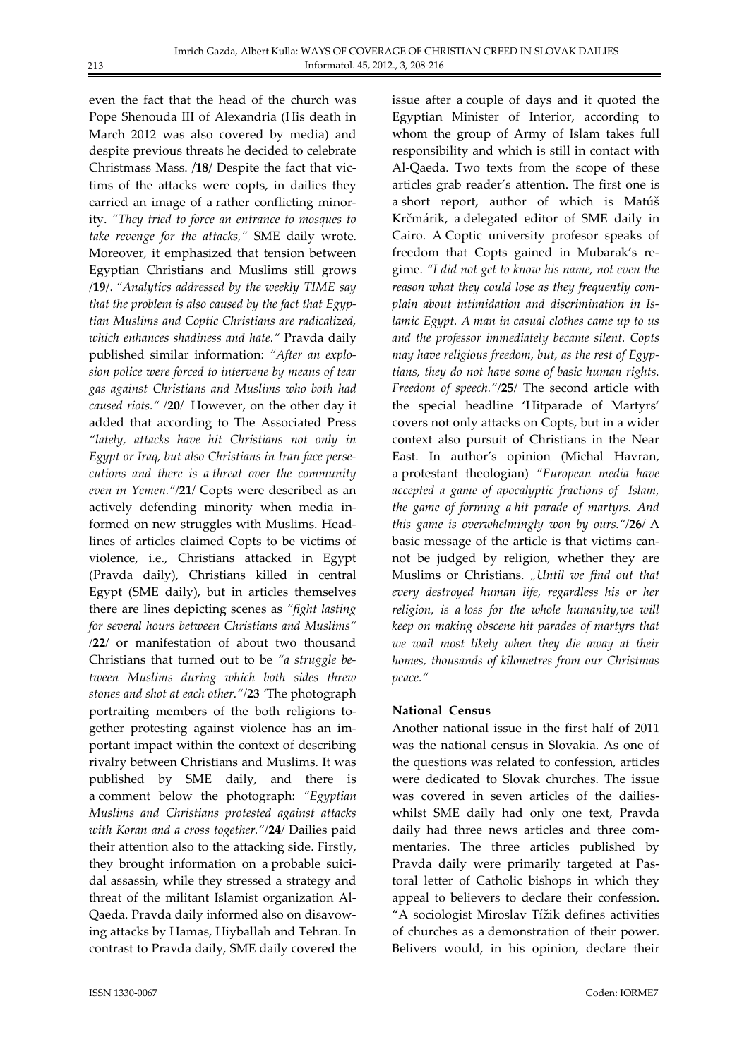even the fact that the head of the church was Pope Shenouda III of Alexandria (His death in March 2012 was also covered by media) and despite previous threats he decided to celebrate Christmass Mass. /**18**/ Despite the fact that victims of the attacks were copts, in dailies they carried an image of a rather conflicting minority. *"They tried to force an entrance to mosques to take revenge for the attacks,"* SME daily wrote. Moreover, it emphasized that tension between Egyptian Christians and Muslims still grows /**19**/. *"Analytics addressed by the weekly TIME say that the problem is also caused by the fact that Egyptian Muslims and Coptic Christians are radicalized, which enhances shadiness and hate."* Pravda daily published similar information: *"After an explosion police were forced to intervene by means of tear gas against Christians and Muslims who both had caused riots."* /**20**/ However, on the other day it added that according to The Associated Press *"lately, attacks have hit Christians not only in Egypt or Iraq, but also Christians in Iran face persecutions and there is a threat over the community even in Yemen."*/**21**/ Copts were described as an actively defending minority when media informed on new struggles with Muslims. Headlines of articles claimed Copts to be victims of violence, i.e., Christians attacked in Egypt (Pravda daily), Christians killed in central Egypt (SME daily), but in articles themselves there are lines depicting scenes as *"fight lasting for several hours between Christians and Muslims"* /**22**/ or manifestation of about two thousand Christians that turned out to be *"a struggle between Muslims during which both sides threw stones and shot at each other."*/**23** 'The photograph portraiting members of the both religions together protesting against violence has an important impact within the context of describing rivalry between Christians and Muslims. It was published by SME daily, and there is a comment below the photograph: *"Egyptian Muslims and Christians protested against attacks with Koran and a cross together."*/**24**/ Dailies paid their attention also to the attacking side. Firstly, they brought information on a probable suicidal assassin, while they stressed a strategy and threat of the militant Islamist organization Al-Qaeda. Pravda daily informed also on disavowing attacks by Hamas, Hiyballah and Tehran. In contrast to Pravda daily, SME daily covered the issue after a couple of days and it quoted the Egyptian Minister of Interior, according to whom the group of Army of Islam takes full responsibility and which is still in contact with Al-Qaeda. Two texts from the scope of these articles grab reader's attention. The first one is a short report, author of which is Matúš Krčmárik, a delegated editor of SME daily in Cairo. A Coptic university profesor speaks of freedom that Copts gained in Mubarak's regime. *"I did not get to know his name, not even the reason what they could lose as they frequently complain about intimidation and discrimination in Islamic Egypt. A man in casual clothes came up to us and the professor immediately became silent. Copts may have religious freedom, but, as the rest of Egyptians, they do not have some of basic human rights. Freedom of speech."*/**25**/ The second article with the special headline 'Hitparade of Martyrs' covers not only attacks on Copts, but in a wider context also pursuit of Christians in the Near East. In author's opinion (Michal Havran, a protestant theologian) *"European media have accepted a game of apocalyptic fractions of Islam, the game of forming a hit parade of martyrs. And this game is overwhelmingly won by ours."*/**26**/ A basic message of the article is that victims cannot be judged by religion, whether they are Muslims or Christians. *„Until we find out that every destroyed human life, regardless his or her religion, is a loss for the whole humanity,we will keep on making obscene hit parades of martyrs that we wail most likely when they die away at their homes, thousands of kilometres from our Christmas peace."*

**National Census**

Another national issue in the first half of 2011 was the national census in Slovakia. As one of the questions was related to confession, articles were dedicated to Slovak churches. The issue was covered in seven articles of the dailies- whilst SME daily had only one text, Pravda daily had three news articles and three commentaries. The three articles published by Pravda daily were primarily targeted at Pastoral letter of Catholic bishops in which they appeal to believers to declare their confession. "A sociologist Miroslav Tížik defines activities of churches as a demonstration of their power. Belivers would, in his opinion, declare their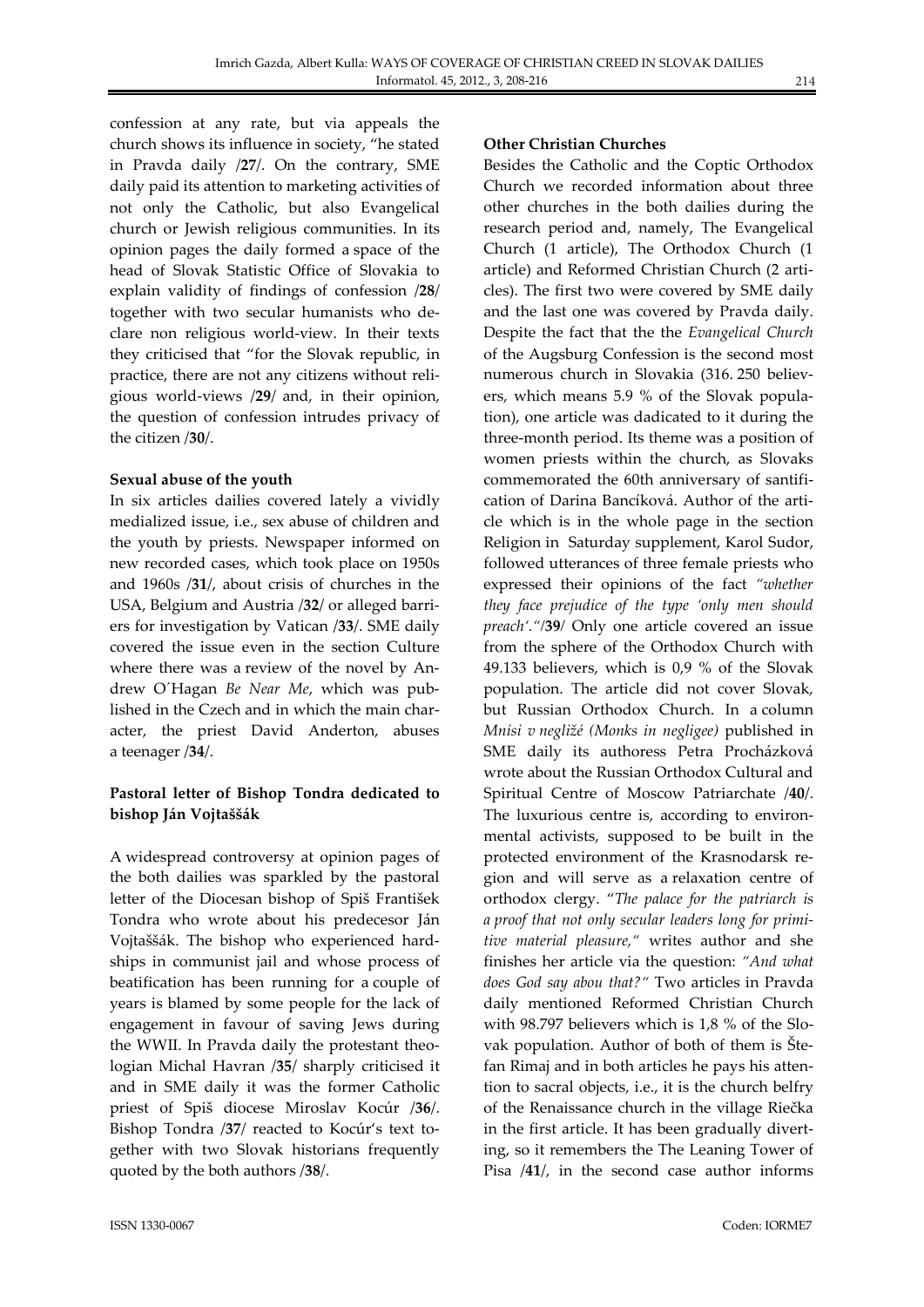confession at any rate, but via appeals the church shows its influence in society, "he stated in Pravda daily /**27**/. On the contrary, SME daily paid its attention to marketing activities of not only the Catholic, but also Evangelical church or Jewish religious communities. In its opinion pages the daily formed a space of the head of Slovak Statistic Office of Slovakia to explain validity of findings of confession /**28**/ together with two secular humanists who declare non religious world-view. In their texts they criticised that "for the Slovak republic, in practice, there are not any citizens without religious world-views /**29**/ and, in their opinion, the question of confession intrudes privacy of the citizen /**30**/.

**Sexual abuse of the youth**

In six articles dailies covered lately a vividly medialized issue, i.e., sex abuse of children and the youth by priests. Newspaper informed on new recorded cases, which took place on 1950s and 1960s /**31**/, about crisis of churches in the USA, Belgium and Austria /**32**/ or alleged barriers for investigation by Vatican /**33**/. SME daily covered the issue even in the section Culture where there was a review of the novel by Andrew O´Hagan *Be Near Me*, which was published in the Czech and in which the main character, the priest David Anderton, abuses a teenager /**34**/.

**Pastoral letter of Bishop Tondra dedicated to bishop Ján Vojtaššák**

A widespread controversy at opinion pages of the both dailies was sparkled by the pastoral letter of the Diocesan bishop of Spiš František Tondra who wrote about his predecesor Ján Vojtaššák. The bishop who experienced hardships in communist jail and whose process of beatification has been running for a couple of years is blamed by some people for the lack of engagement in favour of saving Jews during the WWII. In Pravda daily the protestant theologian Michal Havran /**35**/ sharply criticised it and in SME daily it was the former Catholic priest of Spiš diocese Miroslav Kocúr /**36**/. Bishop Tondra /**37**/ reacted to Kocúr's text together with two Slovak historians frequently quoted by the both authors /**38**/.

**Other Christian Churches**

Besides the Catholic and the Coptic Orthodox Church we recorded information about three other churches in the both dailies during the research period and, namely, The Evangelical Church (1 article), The Orthodox Church (1 article) and Reformed Christian Church (2 articles). The first two were covered by SME daily and the last one was covered by Pravda daily. Despite the fact that the the *Evangelical Church* of the Augsburg Confession is the second most numerous church in Slovakia (316. 250 believers, which means 5.9 % of the Slovak population), one article was dadicated to it during the three-month period. Its theme was a position of women priests within the church, as Slovaks commemorated the 60th anniversary of santification of Darina Bancíková. Author of the article which is in the whole page in the section Religion in Saturday supplement, Karol Sudor, followed utterances of three female priests who expressed their opinions of the fact *"whether they face prejudice of the type 'only men should preach'."*/**39**/ Only one article covered an issue from the sphere of the Orthodox Church with 49.133 believers, which is 0,9 % of the Slovak population. The article did not cover Slovak, but Russian Orthodox Church. In a column *Mnísi v negližé (Monks in negligee)* published in SME daily its authoress Petra Procházková wrote about the Russian Orthodox Cultural and Spiritual Centre of Moscow Patriarchate /**40**/. The luxurious centre is, according to environmental activists, supposed to be built in the protected environment of the Krasnodarsk region and will serve as a relaxation centre of orthodox clergy. "*The palace for the patriarch is a proof that not only secular leaders long for primitive material pleasure,"* writes author and she finishes her article via the question: *"And what does God say abou that?"* Two articles in Pravda daily mentioned Reformed Christian Church with 98.797 believers which is 1,8 % of the Slovak population. Author of both of them is Štefan Rimaj and in both articles he pays his attention to sacral objects, i.e., it is the church belfry of the Renaissance church in the village Riečka in the first article. It has been gradually diverting, so it remembers the The Leaning Tower of Pisa /**41**/, in the second case author informs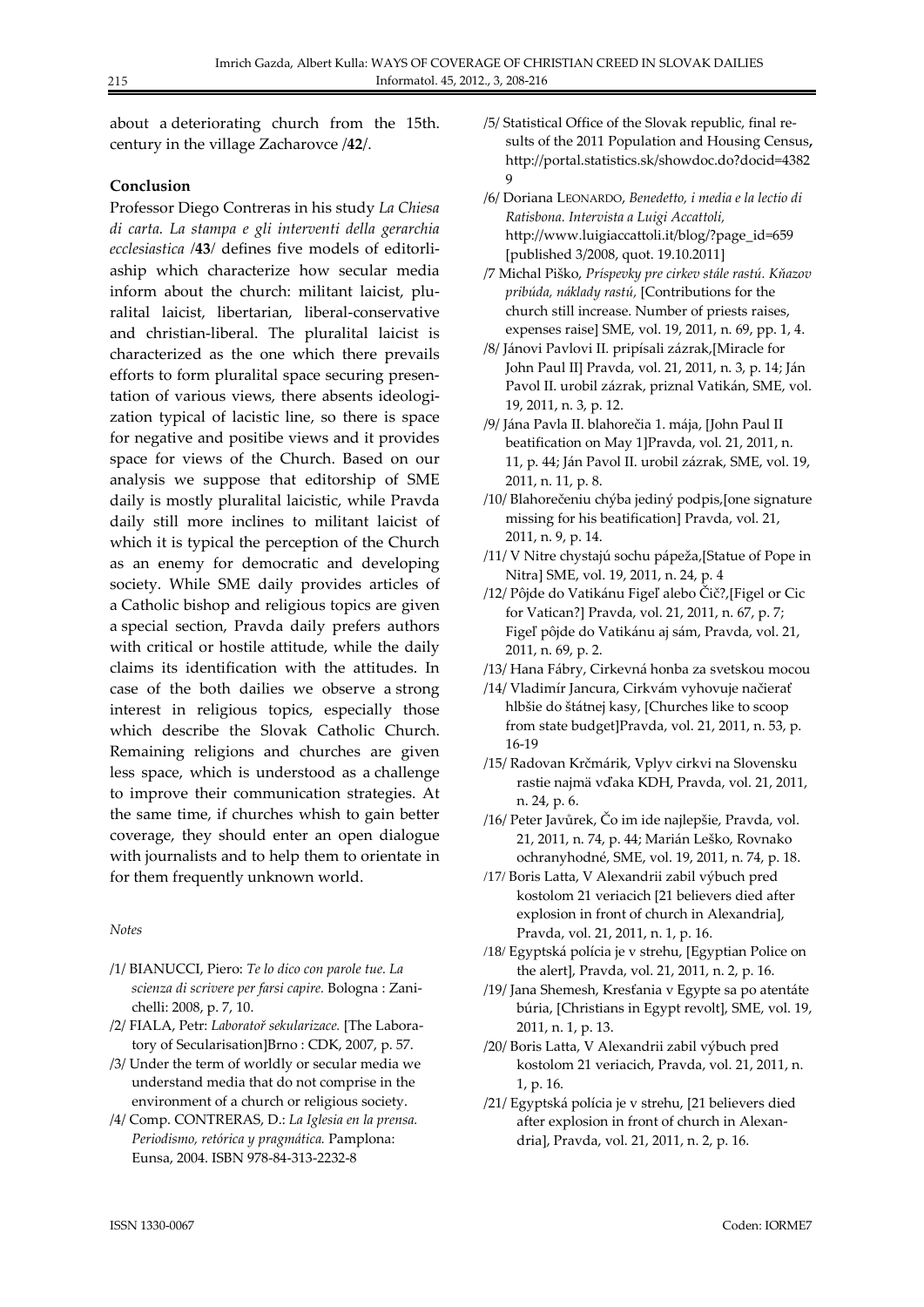about a deteriorating church from the 15th. century in the village Zacharovce /**42**/.

## Conclusion

Professor Diego Contreras in his study *La Chiesa di carta. La stampa e gli interventi della gerarchia ecclesiastica* /**43**/ defines five models of editorliaship which characterize how secular media inform about the church: militant laicist, pluralital laicist, libertarian, liberal-conservative and christian-liberal. The pluralital laicist is characterized as the one which there prevails efforts to form pluralital space securing presentation of various views, there absents ideologization typical of lacistic line, so there is space for negative and positibe views and it provides space for views of the Church. Based on our analysis we suppose that editorship of SME daily is mostly pluralital laicistic, while Pravda daily still more inclines to militant laicist of which it is typical the perception of the Church as an enemy for democratic and developing society. While SME daily provides articles of a Catholic bishop and religious topics are given a special section, Pravda daily prefers authors with critical or hostile attitude, while the daily claims its identification with the attitudes. In case of the both dailies we observe a strong interest in religious topics, especially those which describe the Slovak Catholic Church. Remaining religions and churches are given less space, which is understood as a challenge to improve their communication strategies. At the same time, if churches whish to gain better coverage, they should enter an open dialogue with journalists and to help them to orientate in for them frequently unknown world.

*Notes*

/1/ BIANUCCI, Piero: *Te lo dico con parole tue. La scienza di scrivere per farsi capire.* Bologna : Zanichelli: 2008, p. 7, 10.

/2/ FIALA, Petr: *Laboratoř sekularizace.* [The Laboratory of Secularisation]Brno : CDK, 2007, p. 57.

/3/ Under the term of worldly or secular media we understand media that do not comprise in the environment of a church or religious society.

/4/ Comp. CONTRERAS, D.: *La Iglesia en la prensa. Periodismo, retórica y pragmática.* Pamplona: Eunsa, 2004. ISBN 978-84-313-2232-8

/5/ Statistical Office of the Slovak republic, final results of the 2011 Population and Housing Census**,** http://portal.statistics.sk/showdoc.do?docid=43829

/6/ Doriana LEONARDO, *Benedetto, i media e la lectio di Ratisbona. Intervista a Luigi Accattoli,* http://www.luigiaccattoli.it/blog/?page_id=659 [published 3/2008, quot. 19.10.2011]

/7 Michal Piško, *Príspevky pre cirkev stále rastú. Kňazov pribúda, náklady rastú,* [Contributions for the church still increase. Number of priests raises, expenses raise] SME, vol. 19, 2011, n. 69, pp. 1, 4.

/8/ Jánovi Pavlovi II. pripísali zázrak,[Miracle for John Paul II] Pravda, vol. 21, 2011, n. 3, p. 14; Ján Pavol II. urobil zázrak, priznal Vatikán, SME, vol. 19, 2011, n. 3, p. 12.

/9/ Jána Pavla II. blahorečia 1. mája, [John Paul II beatification on May 1]Pravda, vol. 21, 2011, n. 11, p. 44; Ján Pavol II. urobil zázrak, SME, vol. 19, 2011, n. 11, p. 8.

/10/ Blahorečeniu chýba jediný podpis,[one signature missing for his beatification] Pravda, vol. 21, 2011, n. 9, p. 14.

/11/ V Nitre chystajú sochu pápeža,[Statue of Pope in Nitra] SME, vol. 19, 2011, n. 24, p. 4

/12/ Pôjde do Vatikánu Figeľ alebo Čič?,[Figel or Cic for Vatican?] Pravda, vol. 21, 2011, n. 67, p. 7; Figeľ pôjde do Vatikánu aj sám, Pravda, vol. 21, 2011, n. 69, p. 2.

/13/ Hana Fábry, Cirkevná honba za svetskou mocou

/14/ Vladimír Jancura, Cirkvám vyhovuje načierať hlbšie do štátnej kasy, [Churches like to scoop from state budget]Pravda, vol. 21, 2011, n. 53, p. 16-19

/15/ Radovan Krčmárik, Vplyv cirkvi na Slovensku rastie najmä vďaka KDH, Pravda, vol. 21, 2011, n. 24, p. 6.

/16/ Peter Javůrek, Čo im ide najlepšie, Pravda, vol. 21, 2011, n. 74, p. 44; Marián Leško, Rovnako ochranyhodné, SME, vol. 19, 2011, n. 74, p. 18.

/17/ Boris Latta, V Alexandrii zabil výbuch pred kostolom 21 veriacich [21 believers died after explosion in front of church in Alexandria], Pravda, vol. 21, 2011, n. 1, p. 16.

/18/ Egyptská polícia je v strehu, [Egyptian Police on the alert], Pravda, vol. 21, 2011, n. 2, p. 16.

/19/ Jana Shemesh, Kresťania v Egypte sa po atentáte búria, [Christians in Egypt revolt], SME, vol. 19, 2011, n. 1, p. 13.

/20/ Boris Latta, V Alexandrii zabil výbuch pred kostolom 21 veriacich, Pravda, vol. 21, 2011, n. 1, p. 16.

/21/ Egyptská polícia je v strehu, [21 believers died after explosion in front of church in Alexandria], Pravda, vol. 21, 2011, n. 2, p. 16.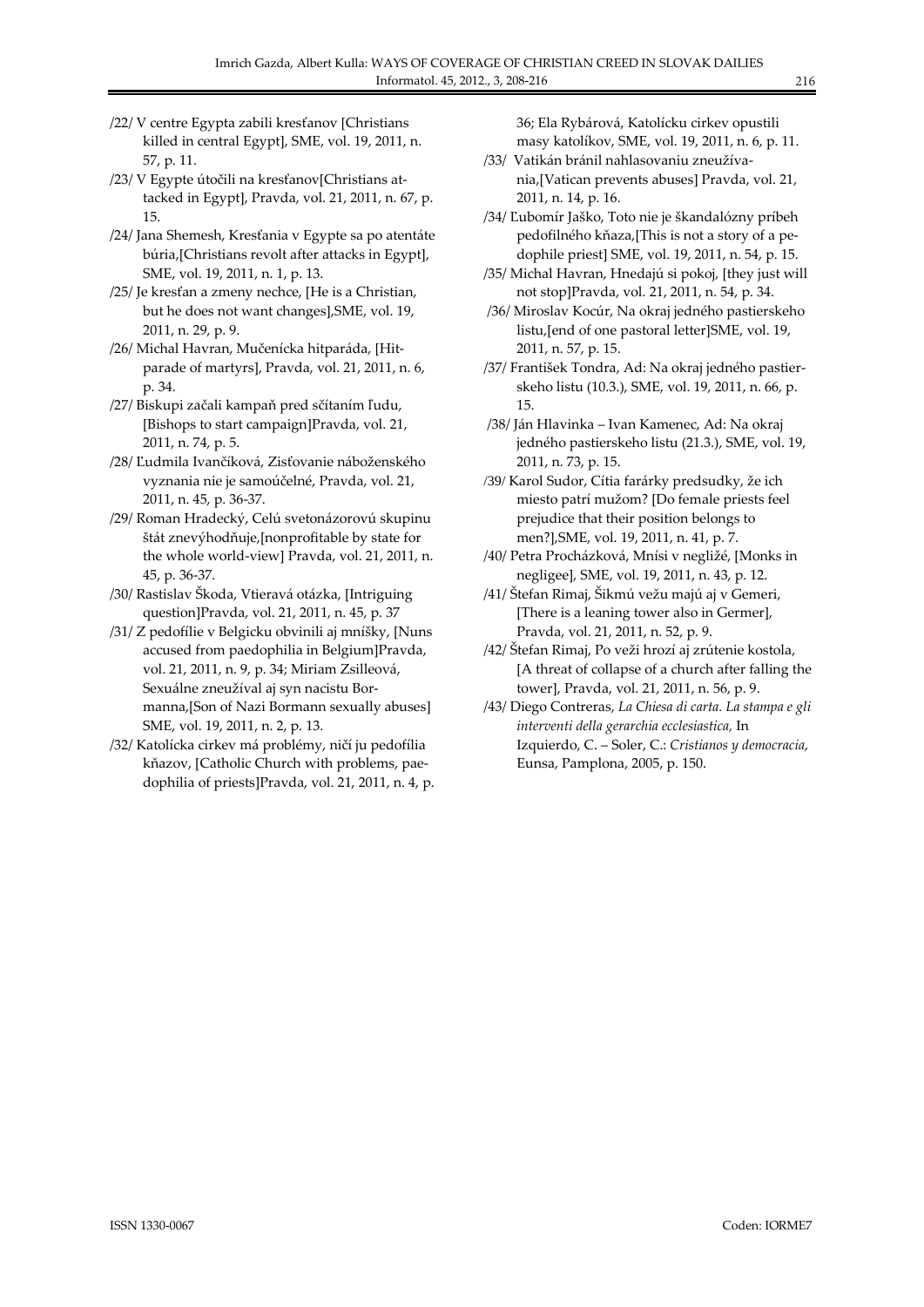/22/ V centre Egypta zabili kresťanov [Christians killed in central Egypt], SME, vol. 19, 2011, n. 57, p. 11.

/23/ V Egypte útočili na kresťanov[Christians attacked in Egypt], Pravda, vol. 21, 2011, n. 67, p. 15.

/24/ Jana Shemesh, Kresťania v Egypte sa po atentáte búria,[Christians revolt after attacks in Egypt], SME, vol. 19, 2011, n. 1, p. 13.

/25/ Je kresťan a zmeny nechce, [He is a Christian, but he does not want changes],SME, vol. 19, 2011, n. 29, p. 9.

/26/ Michal Havran, Mučenícka hitparáda, [Hit-parade of martyrs], Pravda, vol. 21, 2011, n. 6, p. 34.

/27/ Biskupi začali kampaň pred sčítaním ľudu, [Bishops to start campaign]Pravda, vol. 21, 2011, n. 74, p. 5.

/28/ Ľudmila Ivančíková, Zisťovanie náboženského vyznania nie je samoúčelné, Pravda, vol. 21, 2011, n. 45, p. 36-37.

/29/ Roman Hradecký, Celú svetonázorovú skupinu štát znevýhodňuje,[nonprofitable by state for the whole world-view] Pravda, vol. 21, 2011, n. 45, p. 36-37.

/30/ Rastislav Škoda, Vtieravá otázka, [Intriguing question]Pravda, vol. 21, 2011, n. 45, p. 37

/31/ Z pedofílie v Belgicku obvinili aj mníšky, [Nuns accused from paedophilia in Belgium]Pravda, vol. 21, 2011, n. 9, p. 34; Miriam Zsilleová, Sexuálne zneužíval aj syn nacistu Bormanna,[Son of Nazi Bormann sexually abuses] SME, vol. 19, 2011, n. 2, p. 13.

/32/ Katolícka cirkev má problémy, ničí ju pedofília kňazov, [Catholic Church with problems, paedophilia of priests]Pravda, vol. 21, 2011, n. 4, p. 36; Ela Rybárová, Katolícku cirkev opustili masy katolíkov, SME, vol. 19, 2011, n. 6, p. 11.

/33/ Vatikán bránil nahlasovaniu zneužívania,[Vatican prevents abuses] Pravda, vol. 21, 2011, n. 14, p. 16.

/34/ Ľubomír Jaško, Toto nie je škandalózny príbeh pedofilného kňaza,[This is not a story of a pedophile priest] SME, vol. 19, 2011, n. 54, p. 15.

/35/ Michal Havran, Hnedajú si pokoj, [they just will not stop]Pravda, vol. 21, 2011, n. 54, p. 34.

/36/ Miroslav Kocúr, Na okraj jedného pastierskeho listu,[end of one pastoral letter]SME, vol. 19, 2011, n. 57, p. 15.

/37/ František Tondra, Ad: Na okraj jedného pastierskeho listu (10.3.), SME, vol. 19, 2011, n. 66, p. 15.

/38/ Ján Hlavinka – Ivan Kamenec, Ad: Na okraj jedného pastierskeho listu (21.3.), SME, vol. 19, 2011, n. 73, p. 15.

/39/ Karol Sudor, Cítia farárky predsudky, že ich miesto patrí mužom? [Do female priests feel prejudice that their position belongs to men?],SME, vol. 19, 2011, n. 41, p. 7.

/40/ Petra Procházková, Mnísi v negližé, [Monks in negligee], SME, vol. 19, 2011, n. 43, p. 12.

/41/ Štefan Rimaj, Šikmú vežu majú aj v Gemeri, [There is a leaning tower also in Germer], Pravda, vol. 21, 2011, n. 52, p. 9.

/42/ Štefan Rimaj, Po veži hrozí aj zrútenie kostola, [A threat of collapse of a church after falling the tower], Pravda, vol. 21, 2011, n. 56, p. 9.

/43/ Diego Contreras, *La Chiesa di carta. La stampa e gli interventi della gerarchia ecclesiastica,* In Izquierdo, C. – Soler, C.: *Cristianos y democracia*, Eunsa, Pamplona, 2005, p. 150.